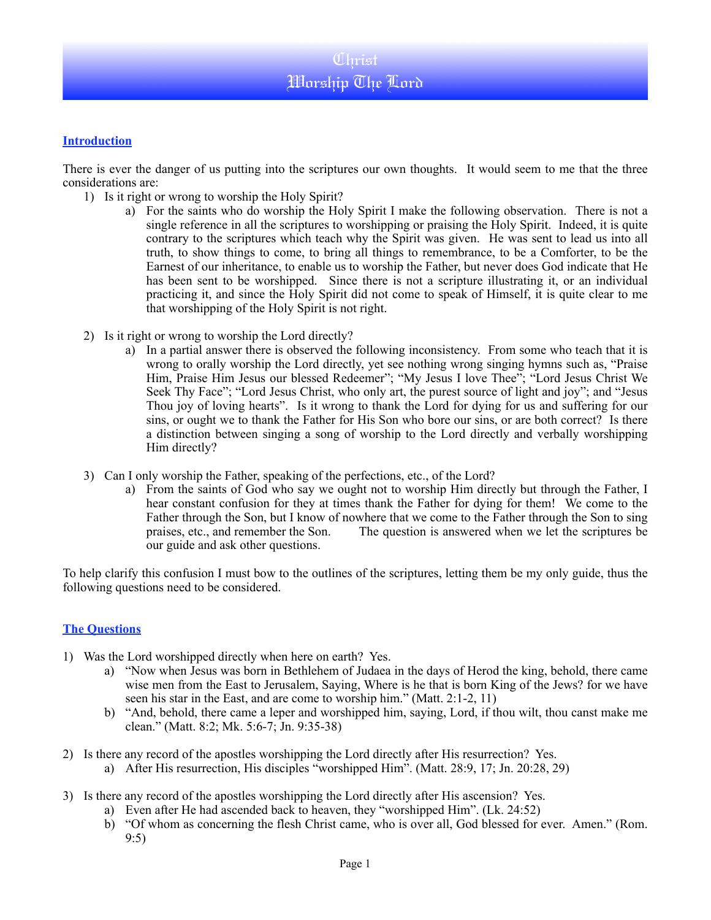# Christ
# Worship The Lord

## Introduction

There is ever the danger of us putting into the scriptures our own thoughts. It would seem to me that the three considerations are:

1) Is it right or wrong to worship the Holy Spirit?
   a) For the saints who do worship the Holy Spirit I make the following observation. There is not a single reference in all the scriptures to worshipping or praising the Holy Spirit. Indeed, it is quite contrary to the scriptures which teach why the Spirit was given. He was sent to lead us into all truth, to show things to come, to bring all things to remembrance, to be a Comforter, to be the Earnest of our inheritance, to enable us to worship the Father, but never does God indicate that He has been sent to be worshipped. Since there is not a scripture illustrating it, or an individual practicing it, and since the Holy Spirit did not come to speak of Himself, it is quite clear to me that worshipping of the Holy Spirit is not right.

2) Is it right or wrong to worship the Lord directly?
   a) In a partial answer there is observed the following inconsistency. From some who teach that it is wrong to orally worship the Lord directly, yet see nothing wrong singing hymns such as, "Praise Him, Praise Him Jesus our blessed Redeemer"; "My Jesus I love Thee"; "Lord Jesus Christ We Seek Thy Face"; "Lord Jesus Christ, who only art, the purest source of light and joy"; and "Jesus Thou joy of loving hearts". Is it wrong to thank the Lord for dying for us and suffering for our sins, or ought we to thank the Father for His Son who bore our sins, or are both correct? Is there a distinction between singing a song of worship to the Lord directly and verbally worshipping Him directly?

3) Can I only worship the Father, speaking of the perfections, etc., of the Lord?
   a) From the saints of God who say we ought not to worship Him directly but through the Father, I hear constant confusion for they at times thank the Father for dying for them! We come to the Father through the Son, but I know of nowhere that we come to the Father through the Son to sing praises, etc., and remember the Son. The question is answered when we let the scriptures be our guide and ask other questions.

To help clarify this confusion I must bow to the outlines of the scriptures, letting them be my only guide, thus the following questions need to be considered.

## The Questions

1) Was the Lord worshipped directly when here on earth? Yes.
   a) "Now when Jesus was born in Bethlehem of Judaea in the days of Herod the king, behold, there came wise men from the East to Jerusalem, Saying, Where is he that is born King of the Jews? for we have seen his star in the East, and are come to worship him." (Matt. 2:1-2, 11)
   b) "And, behold, there came a leper and worshipped him, saying, Lord, if thou wilt, thou canst make me clean." (Matt. 8:2; Mk. 5:6-7; Jn. 9:35-38)

2) Is there any record of the apostles worshipping the Lord directly after His resurrection? Yes.
   a) After His resurrection, His disciples "worshipped Him". (Matt. 28:9, 17; Jn. 20:28, 29)

3) Is there any record of the apostles worshipping the Lord directly after His ascension? Yes.
   a) Even after He had ascended back to heaven, they "worshipped Him". (Lk. 24:52)
   b) "Of whom as concerning the flesh Christ came, who is over all, God blessed for ever. Amen." (Rom. 9:5)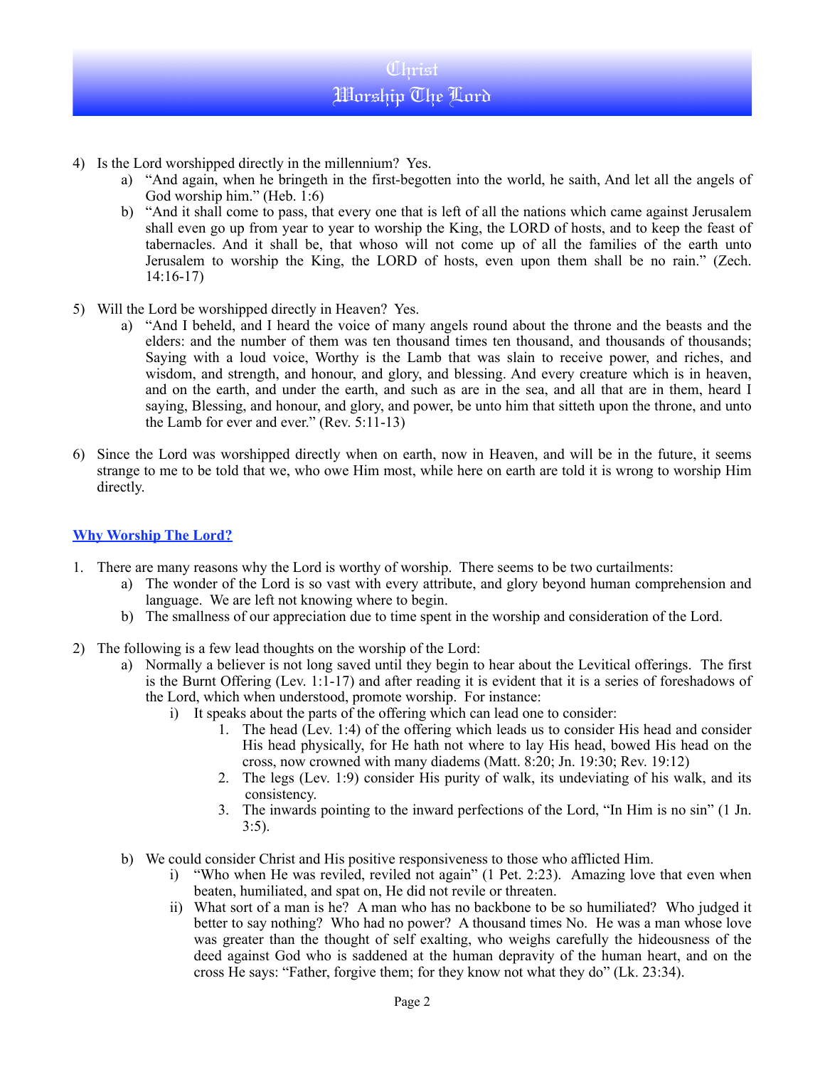4) Is the Lord worshipped directly in the millennium? Yes.
    a) "And again, when he bringeth in the first-begotten into the world, he saith, And let all the angels of God worship him." (Heb. 1:6)
    b) "And it shall come to pass, that every one that is left of all the nations which came against Jerusalem shall even go up from year to year to worship the King, the LORD of hosts, and to keep the feast of tabernacles. And it shall be, that whoso will not come up of all the families of the earth unto Jerusalem to worship the King, the LORD of hosts, even upon them shall be no rain." (Zech. 14:16-17)

5) Will the Lord be worshipped directly in Heaven? Yes.
    a) "And I beheld, and I heard the voice of many angels round about the throne and the beasts and the elders: and the number of them was ten thousand times ten thousand, and thousands of thousands; Saying with a loud voice, Worthy is the Lamb that was slain to receive power, and riches, and wisdom, and strength, and honour, and glory, and blessing. And every creature which is in heaven, and on the earth, and under the earth, and such as are in the sea, and all that are in them, heard I saying, Blessing, and honour, and glory, and power, be unto him that sitteth upon the throne, and unto the Lamb for ever and ever." (Rev. 5:11-13)

6) Since the Lord was worshipped directly when on earth, now in Heaven, and will be in the future, it seems strange to me to be told that we, who owe Him most, while here on earth are told it is wrong to worship Him directly.

## Why Worship The Lord?

1. There are many reasons why the Lord is worthy of worship. There seems to be two curtailments:
    a) The wonder of the Lord is so vast with every attribute, and glory beyond human comprehension and language. We are left not knowing where to begin.
    b) The smallness of our appreciation due to time spent in the worship and consideration of the Lord.

2) The following is a few lead thoughts on the worship of the Lord:
    a) Normally a believer is not long saved until they begin to hear about the Levitical offerings. The first is the Burnt Offering (Lev. 1:1-17) and after reading it is evident that it is a series of foreshadows of the Lord, which when understood, promote worship. For instance:
        i) It speaks about the parts of the offering which can lead one to consider:
            1. The head (Lev. 1:4) of the offering which leads us to consider His head and consider His head physically, for He hath not where to lay His head, bowed His head on the cross, now crowned with many diadems (Matt. 8:20; Jn. 19:30; Rev. 19:12)
            2. The legs (Lev. 1:9) consider His purity of walk, its undeviating of his walk, and its consistency.
            3. The inwards pointing to the inward perfections of the Lord, "In Him is no sin" (1 Jn. 3:5).
    b) We could consider Christ and His positive responsiveness to those who afflicted Him.
        i) "Who when He was reviled, reviled not again" (1 Pet. 2:23). Amazing love that even when beaten, humiliated, and spat on, He did not revile or threaten.
        ii) What sort of a man is he? A man who has no backbone to be so humiliated? Who judged it better to say nothing? Who had no power? A thousand times No. He was a man whose love was greater than the thought of self exalting, who weighs carefully the hideousness of the deed against God who is saddened at the human depravity of the human heart, and on the cross He says: "Father, forgive them; for they know not what they do" (Lk. 23:34).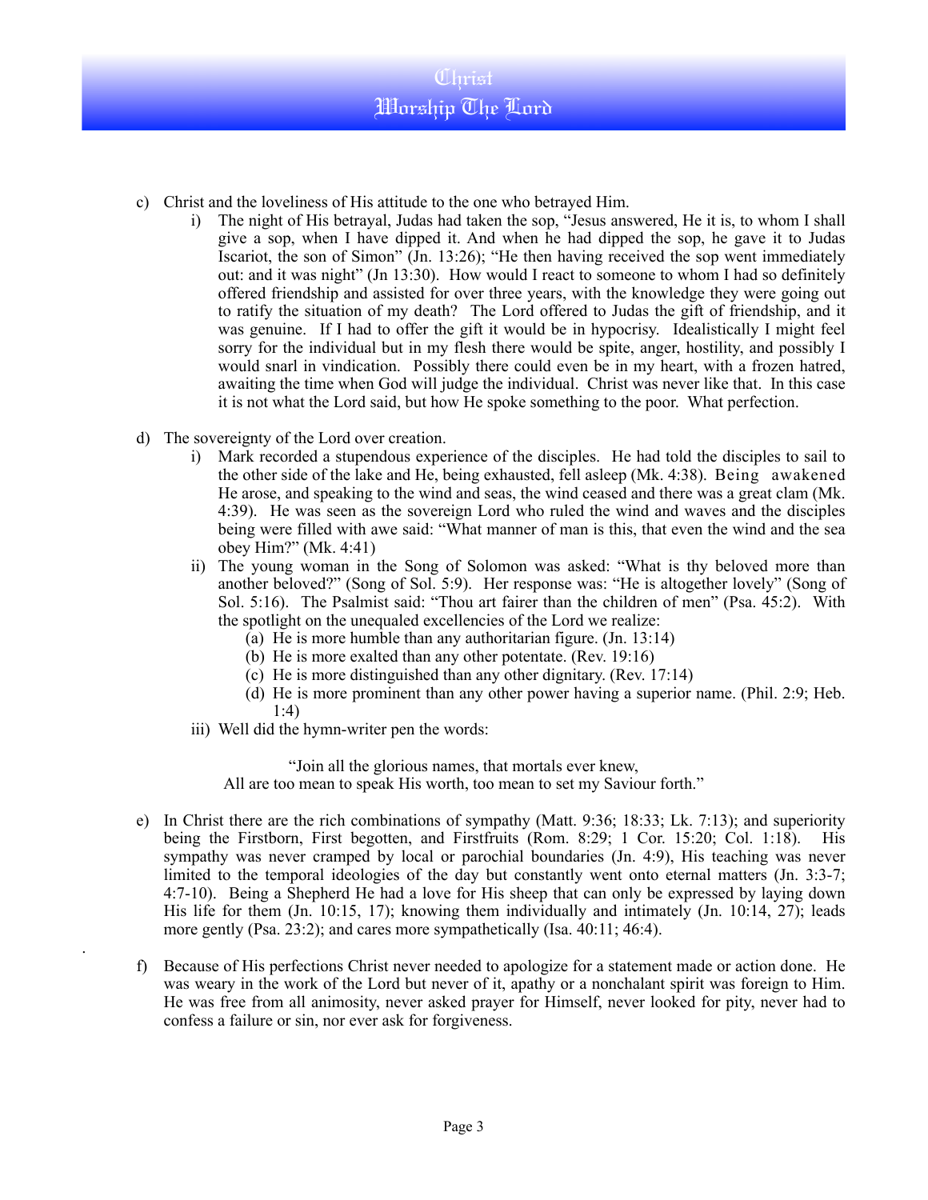c) Christ and the loveliness of His attitude to the one who betrayed Him.

   i) The night of His betrayal, Judas had taken the sop, "Jesus answered, He it is, to whom I shall give a sop, when I have dipped it. And when he had dipped the sop, he gave it to Judas Iscariot, the son of Simon" (Jn. 13:26); "He then having received the sop went immediately out: and it was night" (Jn 13:30). How would I react to someone to whom I had so definitely offered friendship and assisted for over three years, with the knowledge they were going out to ratify the situation of my death? The Lord offered to Judas the gift of friendship, and it was genuine. If I had to offer the gift it would be in hypocrisy. Idealistically I might feel sorry for the individual but in my flesh there would be spite, anger, hostility, and possibly I would snarl in vindication. Possibly there could even be in my heart, with a frozen hatred, awaiting the time when God will judge the individual. Christ was never like that. In this case it is not what the Lord said, but how He spoke something to the poor. What perfection.

d) The sovereignty of the Lord over creation.

   i) Mark recorded a stupendous experience of the disciples. He had told the disciples to sail to the other side of the lake and He, being exhausted, fell asleep (Mk. 4:38). Being awakened He arose, and speaking to the wind and seas, the wind ceased and there was a great clam (Mk. 4:39). He was seen as the sovereign Lord who ruled the wind and waves and the disciples being were filled with awe said: "What manner of man is this, that even the wind and the sea obey Him?" (Mk. 4:41)

   ii) The young woman in the Song of Solomon was asked: "What is thy beloved more than another beloved?" (Song of Sol. 5:9). Her response was: "He is altogether lovely" (Song of Sol. 5:16). The Psalmist said: "Thou art fairer than the children of men" (Psa. 45:2). With the spotlight on the unequaled excellencies of the Lord we realize:
      (a) He is more humble than any authoritarian figure. (Jn. 13:14)
      (b) He is more exalted than any other potentate. (Rev. 19:16)
      (c) He is more distinguished than any other dignitary. (Rev. 17:14)
      (d) He is more prominent than any other power having a superior name. (Phil. 2:9; Heb. 1:4)

   iii) Well did the hymn-writer pen the words:

   "Join all the glorious names, that mortals ever knew,
   All are too mean to speak His worth, too mean to set my Saviour forth."

e) In Christ there are the rich combinations of sympathy (Matt. 9:36; 18:33; Lk. 7:13); and superiority being the Firstborn, First begotten, and Firstfruits (Rom. 8:29; 1 Cor. 15:20; Col. 1:18). His sympathy was never cramped by local or parochial boundaries (Jn. 4:9), His teaching was never limited to the temporal ideologies of the day but constantly went onto eternal matters (Jn. 3:3-7; 4:7-10). Being a Shepherd He had a love for His sheep that can only be expressed by laying down His life for them (Jn. 10:15, 17); knowing them individually and intimately (Jn. 10:14, 27); leads more gently (Psa. 23:2); and cares more sympathetically (Isa. 40:11; 46:4).

f) Because of His perfections Christ never needed to apologize for a statement made or action done. He was weary in the work of the Lord but never of it, apathy or a nonchalant spirit was foreign to Him. He was free from all animosity, never asked prayer for Himself, never looked for pity, never had to confess a failure or sin, nor ever ask for forgiveness.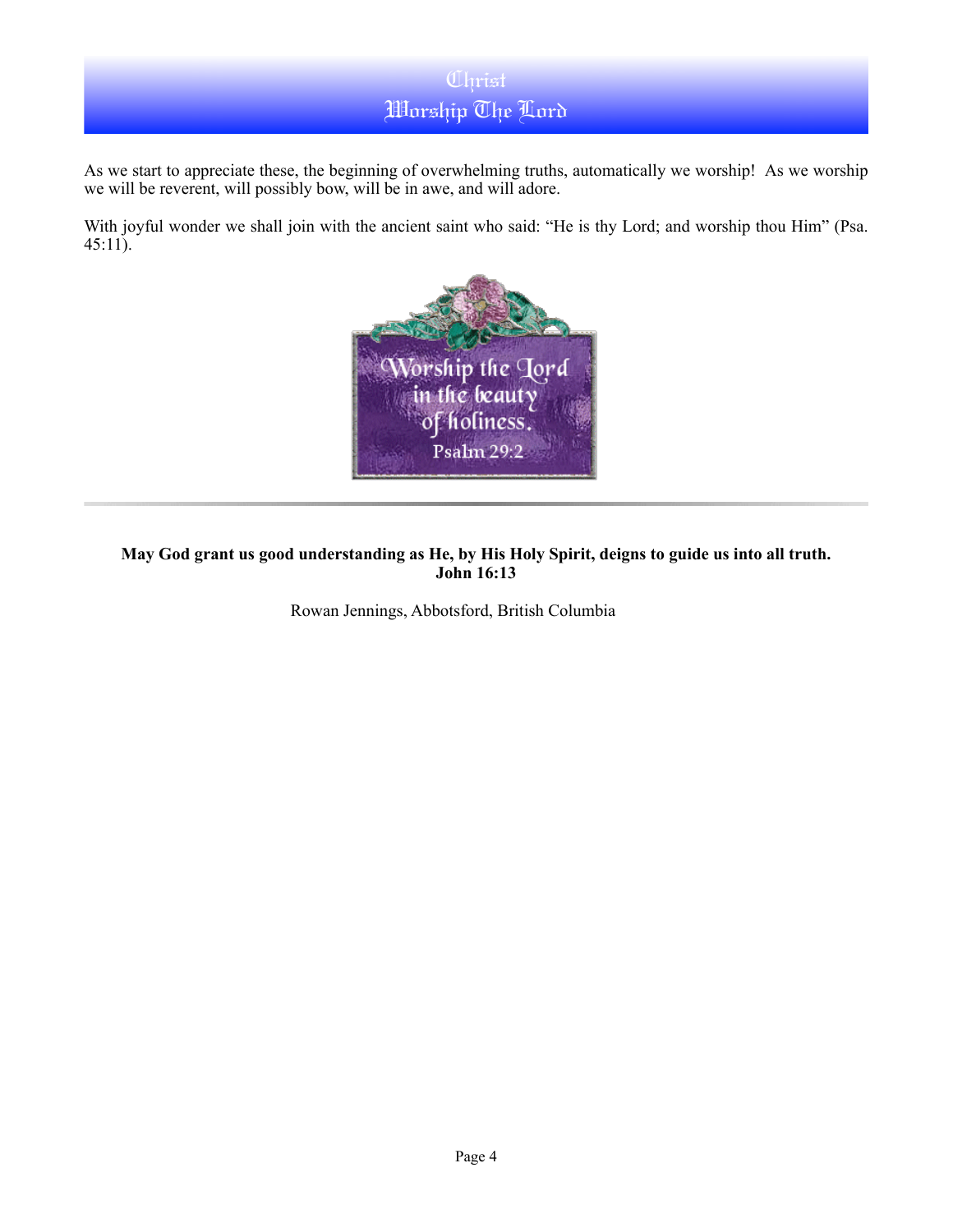# Christ
# Worship The Lord

As we start to appreciate these, the beginning of overwhelming truths, automatically we worship! As we worship we will be reverent, will possibly bow, will be in awe, and will adore.

With joyful wonder we shall join with the ancient saint who said: "He is thy Lord; and worship thou Him" (Psa. 45:11).

Worship the Lord in the beauty of holiness.
Psalm 29:2

---

**May God grant us good understanding as He, by His Holy Spirit, deigns to guide us into all truth. John 16:13**

Rowan Jennings, Abbotsford, British Columbia